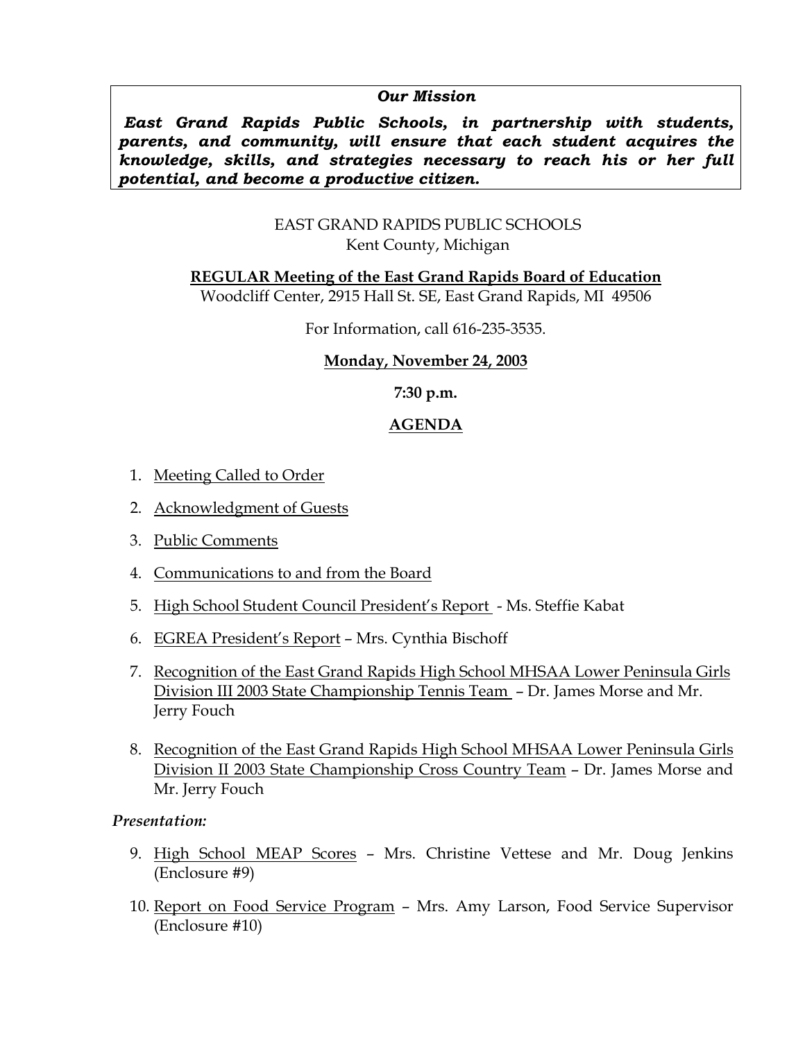***Our Mission***

***East Grand Rapids Public Schools, in partnership with students, parents, and community, will ensure that each student acquires the knowledge, skills, and strategies necessary to reach his or her full potential, and become a productive citizen.***

EAST GRAND RAPIDS PUBLIC SCHOOLS
Kent County, Michigan

**REGULAR Meeting of the East Grand Rapids Board of Education**
Woodcliff Center, 2915 Hall St. SE, East Grand Rapids, MI 49506

For Information, call 616-235-3535.

**Monday, November 24, 2003**

**7:30 p.m.**

**AGENDA**

1. Meeting Called to Order
2. Acknowledgment of Guests
3. Public Comments
4. Communications to and from the Board
5. High School Student Council President's Report - Ms. Steffie Kabat
6. EGREA President's Report – Mrs. Cynthia Bischoff
7. Recognition of the East Grand Rapids High School MHSAA Lower Peninsula Girls Division III 2003 State Championship Tennis Team – Dr. James Morse and Mr. Jerry Fouch
8. Recognition of the East Grand Rapids High School MHSAA Lower Peninsula Girls Division II 2003 State Championship Cross Country Team – Dr. James Morse and Mr. Jerry Fouch

*Presentation:*

9. High School MEAP Scores – Mrs. Christine Vettese and Mr. Doug Jenkins (Enclosure #9)
10. Report on Food Service Program – Mrs. Amy Larson, Food Service Supervisor (Enclosure #10)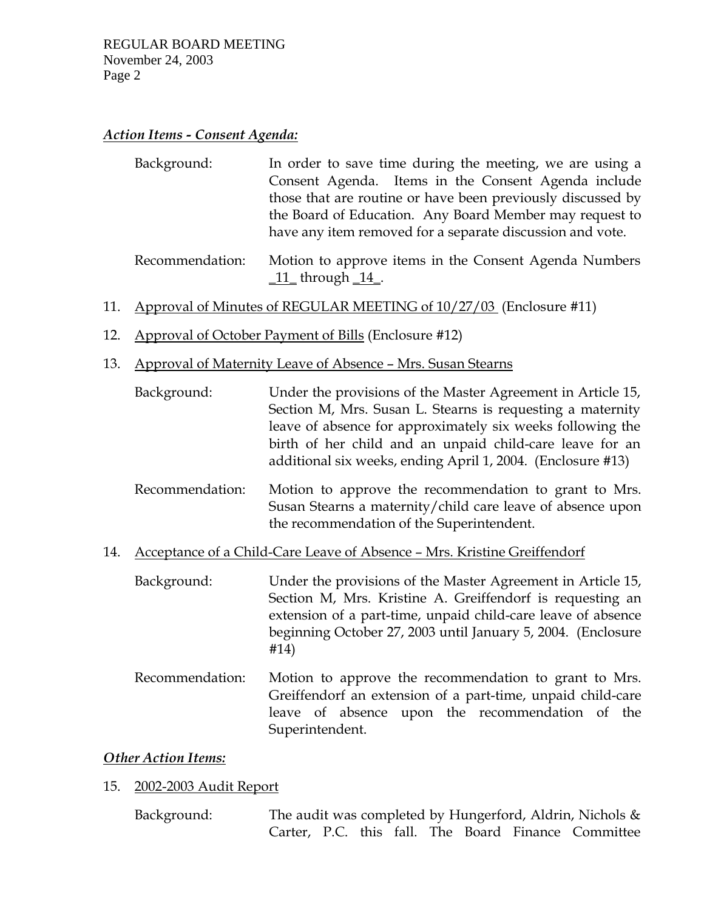### ***Action Items - Consent Agenda:***

Background: In order to save time during the meeting, we are using a Consent Agenda. Items in the Consent Agenda include those that are routine or have been previously discussed by the Board of Education. Any Board Member may request to have any item removed for a separate discussion and vote.

Recommendation: Motion to approve items in the Consent Agenda Numbers _11_ through _14_.

11. Approval of Minutes of REGULAR MEETING of 10/27/03 (Enclosure #11)

12. Approval of October Payment of Bills (Enclosure #12)

13. Approval of Maternity Leave of Absence – Mrs. Susan Stearns

    Background: Under the provisions of the Master Agreement in Article 15, Section M, Mrs. Susan L. Stearns is requesting a maternity leave of absence for approximately six weeks following the birth of her child and an unpaid child-care leave for an additional six weeks, ending April 1, 2004. (Enclosure #13)

    Recommendation: Motion to approve the recommendation to grant to Mrs. Susan Stearns a maternity/child care leave of absence upon the recommendation of the Superintendent.

14. Acceptance of a Child-Care Leave of Absence – Mrs. Kristine Greiffendorf

    Background: Under the provisions of the Master Agreement in Article 15, Section M, Mrs. Kristine A. Greiffendorf is requesting an extension of a part-time, unpaid child-care leave of absence beginning October 27, 2003 until January 5, 2004. (Enclosure #14)

    Recommendation: Motion to approve the recommendation to grant to Mrs. Greiffendorf an extension of a part-time, unpaid child-care leave of absence upon the recommendation of the Superintendent.

### ***Other Action Items:***

15. 2002-2003 Audit Report

    Background: The audit was completed by Hungerford, Aldrin, Nichols & Carter, P.C. this fall. The Board Finance Committee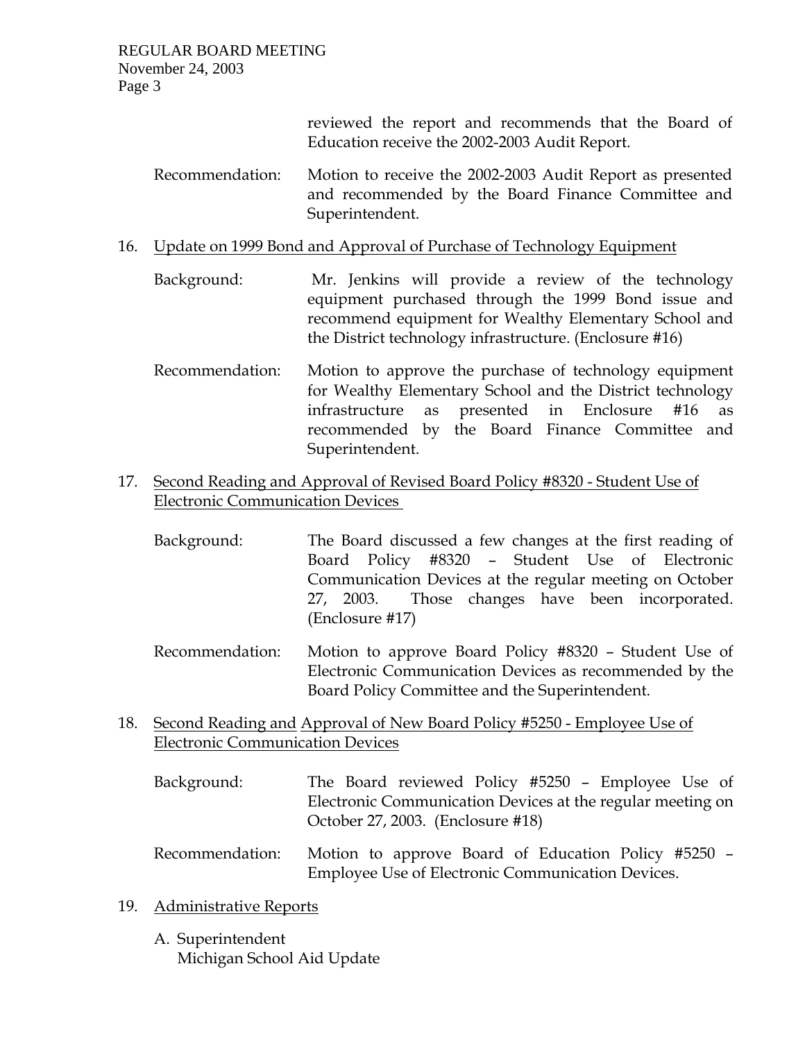reviewed the report and recommends that the Board of Education receive the 2002-2003 Audit Report.

Recommendation: Motion to receive the 2002-2003 Audit Report as presented and recommended by the Board Finance Committee and Superintendent.

16. Update on 1999 Bond and Approval of Purchase of Technology Equipment

    Background: Mr. Jenkins will provide a review of the technology equipment purchased through the 1999 Bond issue and recommend equipment for Wealthy Elementary School and the District technology infrastructure. (Enclosure #16)

    Recommendation: Motion to approve the purchase of technology equipment for Wealthy Elementary School and the District technology infrastructure as presented in Enclosure #16 as recommended by the Board Finance Committee and Superintendent.

17. Second Reading and Approval of Revised Board Policy #8320 - Student Use of Electronic Communication Devices

    Background: The Board discussed a few changes at the first reading of Board Policy #8320 – Student Use of Electronic Communication Devices at the regular meeting on October 27, 2003. Those changes have been incorporated. (Enclosure #17)

    Recommendation: Motion to approve Board Policy #8320 – Student Use of Electronic Communication Devices as recommended by the Board Policy Committee and the Superintendent.

18. Second Reading and Approval of New Board Policy #5250 - Employee Use of Electronic Communication Devices

    Background: The Board reviewed Policy #5250 – Employee Use of Electronic Communication Devices at the regular meeting on October 27, 2003. (Enclosure #18)

    Recommendation: Motion to approve Board of Education Policy #5250 – Employee Use of Electronic Communication Devices.

19. Administrative Reports

    A. Superintendent
       Michigan School Aid Update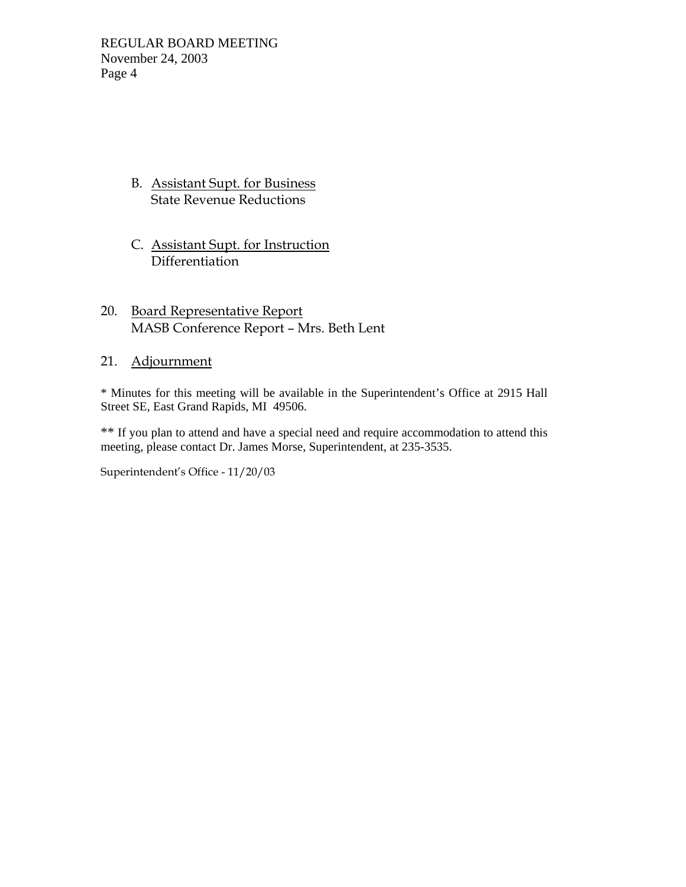B. Assistant Supt. for Business
   State Revenue Reductions

C. Assistant Supt. for Instruction
   Differentiation

20. Board Representative Report
    MASB Conference Report – Mrs. Beth Lent

21. Adjournment

* Minutes for this meeting will be available in the Superintendent's Office at 2915 Hall Street SE, East Grand Rapids, MI 49506.

** If you plan to attend and have a special need and require accommodation to attend this meeting, please contact Dr. James Morse, Superintendent, at 235-3535.

Superintendent's Office - 11/20/03